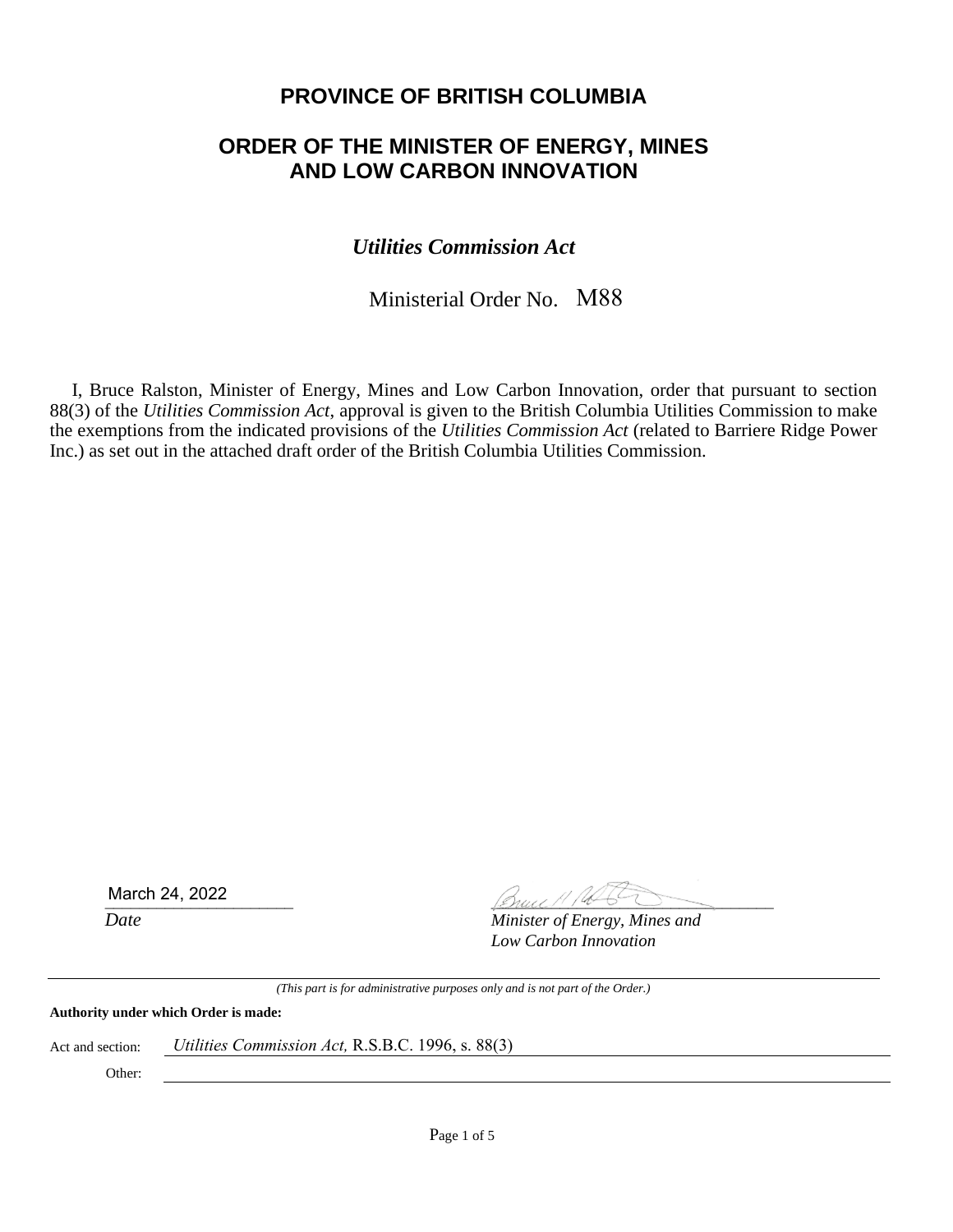# PROVINCE OF BRITISH COLUMBIA

## ORDER OF THE MINISTER OF ENERGY, MINES AND LOW CARBON INNOVATION

***Utilities Commission Act***

Ministerial Order No. M88

I, Bruce Ralston, Minister of Energy, Mines and Low Carbon Innovation, order that pursuant to section 88(3) of the *Utilities Commission Act*, approval is given to the British Columbia Utilities Commission to make the exemptions from the indicated provisions of the *Utilities Commission Act* (related to Barriere Ridge Power Inc.) as set out in the attached draft order of the British Columbia Utilities Commission.

March 24, 2022
*Date*

*Minister of Energy, Mines and Low Carbon Innovation*

*(This part is for administrative purposes only and is not part of the Order.)*

**Authority under which Order is made:**

Act and section: *Utilities Commission Act,* R.S.B.C. 1996, s. 88(3)

Other: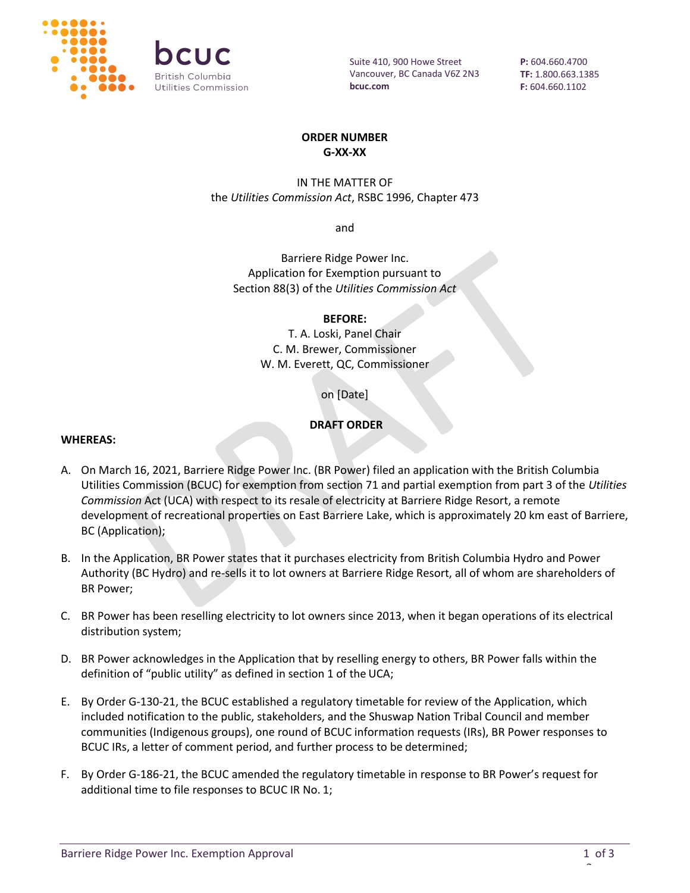**ORDER NUMBER**
**G-XX-XX**

IN THE MATTER OF
the *Utilities Commission Act*, RSBC 1996, Chapter 473

and

Barriere Ridge Power Inc.
Application for Exemption pursuant to
Section 88(3) of the *Utilities Commission Act*

**BEFORE:**
T. A. Loski, Panel Chair
C. M. Brewer, Commissioner
W. M. Everett, QC, Commissioner

on [Date]

**DRAFT ORDER**

**WHEREAS:**

A. On March 16, 2021, Barriere Ridge Power Inc. (BR Power) filed an application with the British Columbia Utilities Commission (BCUC) for exemption from section 71 and partial exemption from part 3 of the *Utilities Commission* Act (UCA) with respect to its resale of electricity at Barriere Ridge Resort, a remote development of recreational properties on East Barriere Lake, which is approximately 20 km east of Barriere, BC (Application);

B. In the Application, BR Power states that it purchases electricity from British Columbia Hydro and Power Authority (BC Hydro) and re-sells it to lot owners at Barriere Ridge Resort, all of whom are shareholders of BR Power;

C. BR Power has been reselling electricity to lot owners since 2013, when it began operations of its electrical distribution system;

D. BR Power acknowledges in the Application that by reselling energy to others, BR Power falls within the definition of "public utility" as defined in section 1 of the UCA;

E. By Order G-130-21, the BCUC established a regulatory timetable for review of the Application, which included notification to the public, stakeholders, and the Shuswap Nation Tribal Council and member communities (Indigenous groups), one round of BCUC information requests (IRs), BR Power responses to BCUC IRs, a letter of comment period, and further process to be determined;

F. By Order G-186-21, the BCUC amended the regulatory timetable in response to BR Power's request for additional time to file responses to BCUC IR No. 1;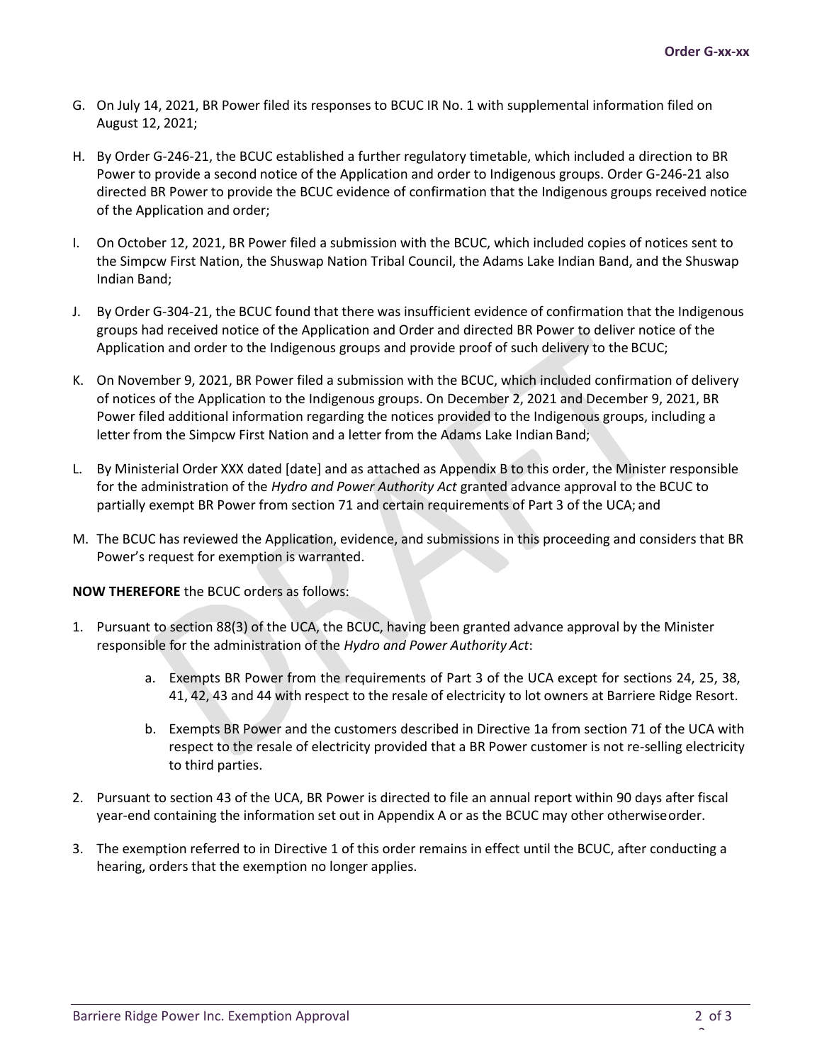G. On July 14, 2021, BR Power filed its responses to BCUC IR No. 1 with supplemental information filed on August 12, 2021;

H. By Order G-246-21, the BCUC established a further regulatory timetable, which included a direction to BR Power to provide a second notice of the Application and order to Indigenous groups. Order G-246-21 also directed BR Power to provide the BCUC evidence of confirmation that the Indigenous groups received notice of the Application and order;

I. On October 12, 2021, BR Power filed a submission with the BCUC, which included copies of notices sent to the Simpcw First Nation, the Shuswap Nation Tribal Council, the Adams Lake Indian Band, and the Shuswap Indian Band;

J. By Order G-304-21, the BCUC found that there was insufficient evidence of confirmation that the Indigenous groups had received notice of the Application and Order and directed BR Power to deliver notice of the Application and order to the Indigenous groups and provide proof of such delivery to the BCUC;

K. On November 9, 2021, BR Power filed a submission with the BCUC, which included confirmation of delivery of notices of the Application to the Indigenous groups. On December 2, 2021 and December 9, 2021, BR Power filed additional information regarding the notices provided to the Indigenous groups, including a letter from the Simpcw First Nation and a letter from the Adams Lake Indian Band;

L. By Ministerial Order XXX dated [date] and as attached as Appendix B to this order, the Minister responsible for the administration of the *Hydro and Power Authority Act* granted advance approval to the BCUC to partially exempt BR Power from section 71 and certain requirements of Part 3 of the UCA; and

M. The BCUC has reviewed the Application, evidence, and submissions in this proceeding and considers that BR Power's request for exemption is warranted.

**NOW THEREFORE** the BCUC orders as follows:

1. Pursuant to section 88(3) of the UCA, the BCUC, having been granted advance approval by the Minister responsible for the administration of the *Hydro and Power Authority Act*:

    a. Exempts BR Power from the requirements of Part 3 of the UCA except for sections 24, 25, 38, 41, 42, 43 and 44 with respect to the resale of electricity to lot owners at Barriere Ridge Resort.

    b. Exempts BR Power and the customers described in Directive 1a from section 71 of the UCA with respect to the resale of electricity provided that a BR Power customer is not re-selling electricity to third parties.

2. Pursuant to section 43 of the UCA, BR Power is directed to file an annual report within 90 days after fiscal year-end containing the information set out in Appendix A or as the BCUC may other otherwise order.

3. The exemption referred to in Directive 1 of this order remains in effect until the BCUC, after conducting a hearing, orders that the exemption no longer applies.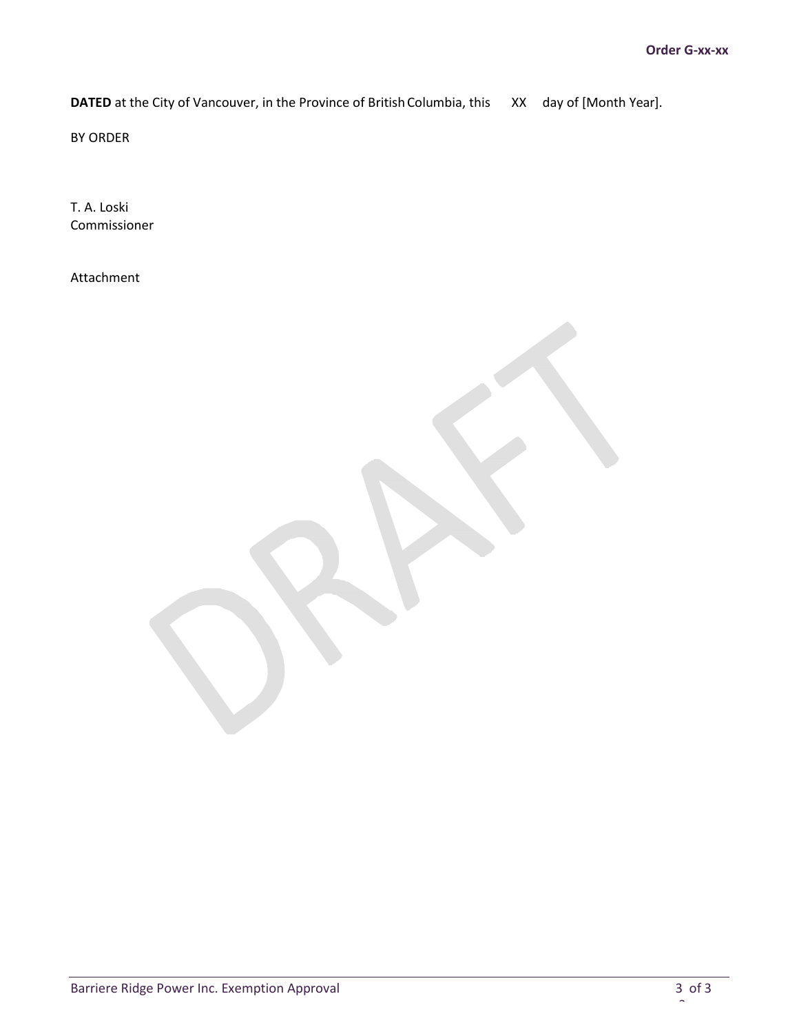**DATED** at the City of Vancouver, in the Province of British Columbia, this XX day of [Month Year].

BY ORDER

T. A. Loski
Commissioner

Attachment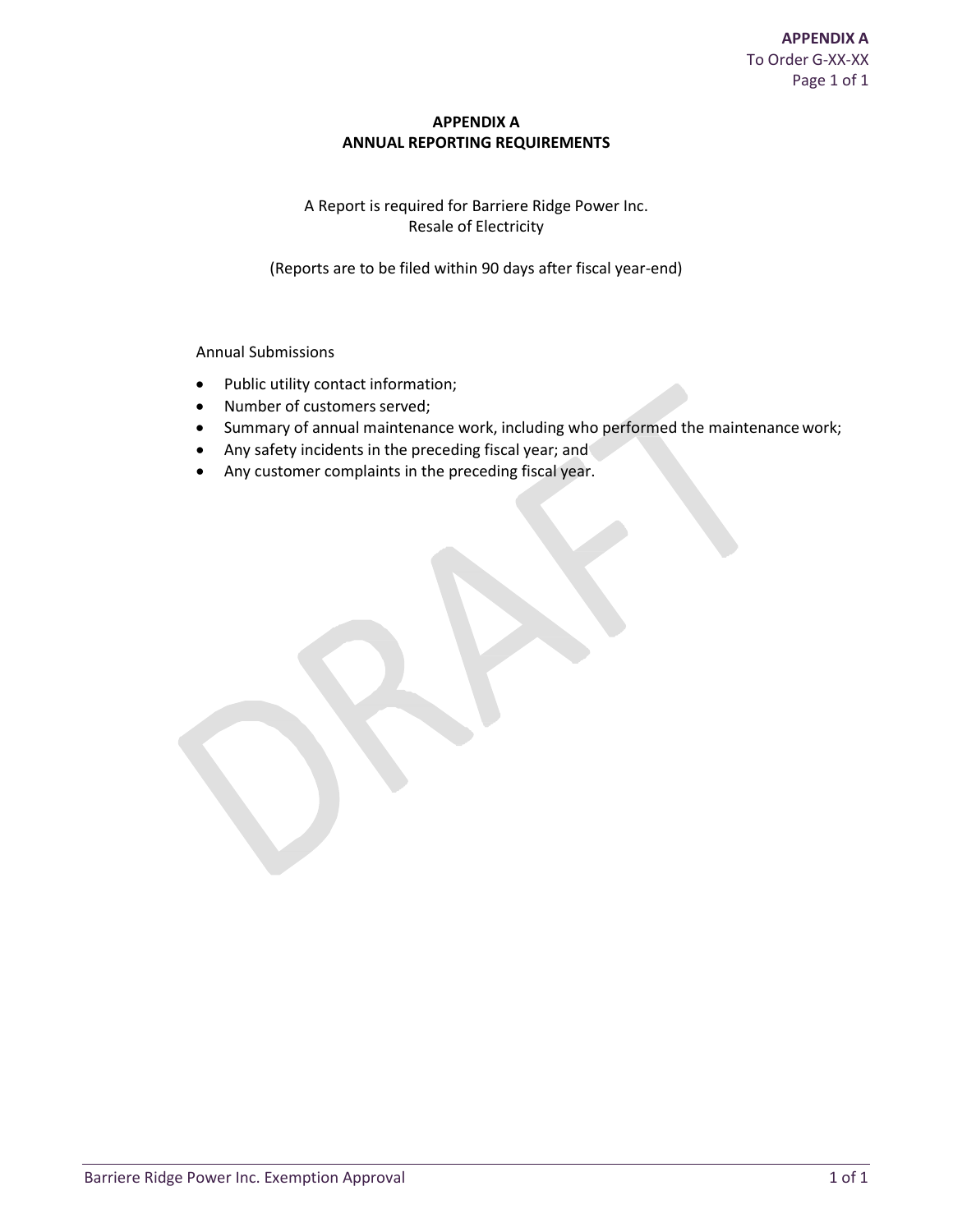# APPENDIX A
## ANNUAL REPORTING REQUIREMENTS

A Report is required for Barriere Ridge Power Inc.
Resale of Electricity

(Reports are to be filed within 90 days after fiscal year-end)

Annual Submissions

- Public utility contact information;
- Number of customers served;
- Summary of annual maintenance work, including who performed the maintenance work;
- Any safety incidents in the preceding fiscal year; and
- Any customer complaints in the preceding fiscal year.